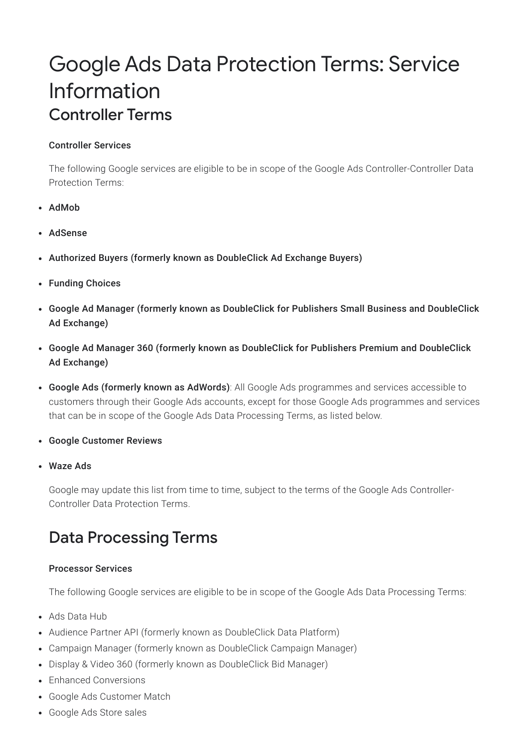# Google Ads Data Protection Terms: Service Information

## Controller Terms

**Controller Services**

The following Google services are eligible to be in scope of the Google Ads Controller-Controller Data Protection Terms:

- **AdMob**
- **AdSense**
- **Authorized Buyers (formerly known as DoubleClick Ad Exchange Buyers)**
- **Funding Choices**
- **Google Ad Manager (formerly known as DoubleClick for Publishers Small Business and DoubleClick Ad Exchange)**
- **Google Ad Manager 360 (formerly known as DoubleClick for Publishers Premium and DoubleClick Ad Exchange)**
- **Google Ads (formerly known as AdWords)**: All Google Ads programmes and services accessible to customers through their Google Ads accounts, except for those Google Ads programmes and services that can be in scope of the Google Ads Data Processing Terms, as listed below.
- **Google Customer Reviews**
- **Waze Ads**

Google may update this list from time to time, subject to the terms of the Google Ads Controller-Controller Data Protection Terms.

## Data Processing Terms

**Processor Services**

The following Google services are eligible to be in scope of the Google Ads Data Processing Terms:

- Ads Data Hub
- Audience Partner API (formerly known as DoubleClick Data Platform)
- Campaign Manager (formerly known as DoubleClick Campaign Manager)
- Display & Video 360 (formerly known as DoubleClick Bid Manager)
- Enhanced Conversions
- Google Ads Customer Match
- Google Ads Store sales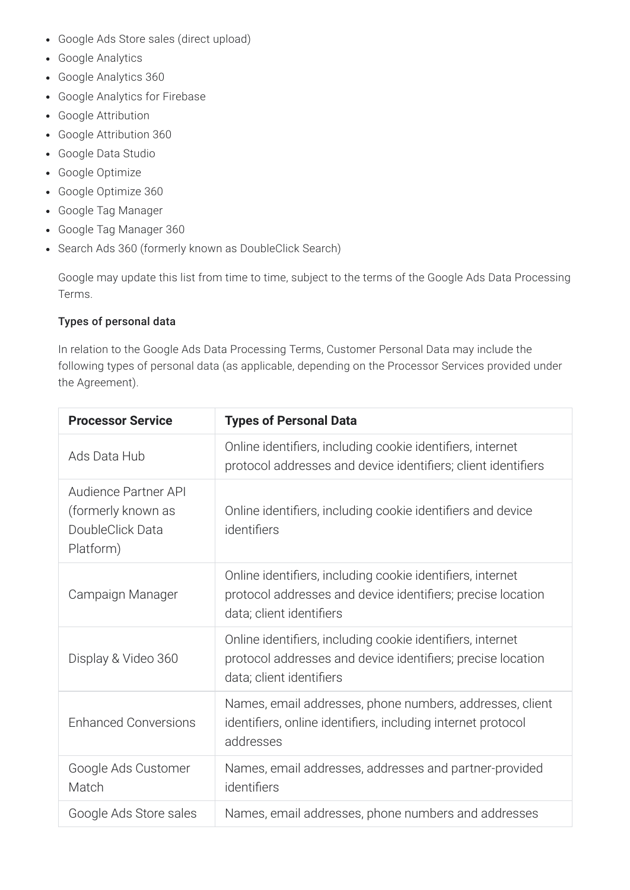- Google Ads Store sales (direct upload)
- Google Analytics
- Google Analytics 360
- Google Analytics for Firebase
- Google Attribution
- Google Attribution 360
- Google Data Studio
- Google Optimize
- Google Optimize 360
- Google Tag Manager
- Google Tag Manager 360
- Search Ads 360 (formerly known as DoubleClick Search)

Google may update this list from time to time, subject to the terms of the Google Ads Data Processing Terms.

**Types of personal data**

In relation to the Google Ads Data Processing Terms, Customer Personal Data may include the following types of personal data (as applicable, depending on the Processor Services provided under the Agreement).

| **Processor Service** | **Types of Personal Data** |
|---|---|
| Ads Data Hub | Online identifiers, including cookie identifiers, internet protocol addresses and device identifiers; client identifiers |
| Audience Partner API (formerly known as DoubleClick Data Platform) | Online identifiers, including cookie identifiers and device identifiers |
| Campaign Manager | Online identifiers, including cookie identifiers, internet protocol addresses and device identifiers; precise location data; client identifiers |
| Display & Video 360 | Online identifiers, including cookie identifiers, internet protocol addresses and device identifiers; precise location data; client identifiers |
| Enhanced Conversions | Names, email addresses, phone numbers, addresses, client identifiers, online identifiers, including internet protocol addresses |
| Google Ads Customer Match | Names, email addresses, addresses and partner-provided identifiers |
| Google Ads Store sales | Names, email addresses, phone numbers and addresses |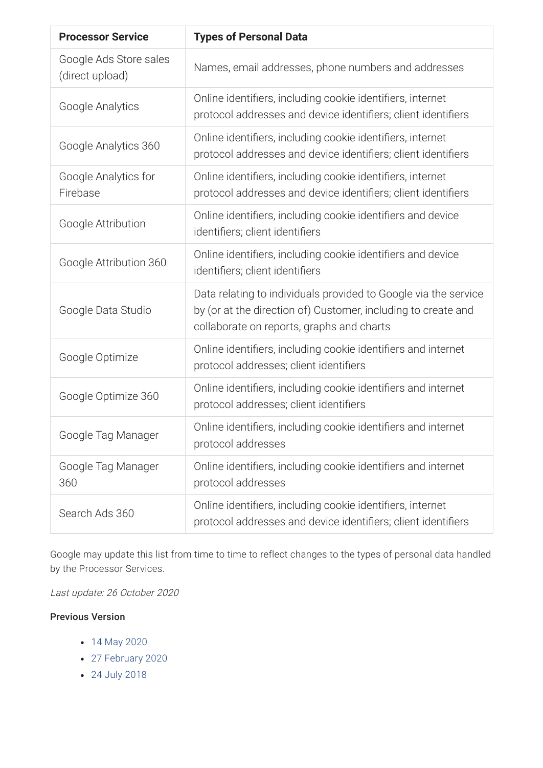| Processor Service | Types of Personal Data |
| --- | --- |
| Google Ads Store sales (direct upload) | Names, email addresses, phone numbers and addresses |
| Google Analytics | Online identifiers, including cookie identifiers, internet protocol addresses and device identifiers; client identifiers |
| Google Analytics 360 | Online identifiers, including cookie identifiers, internet protocol addresses and device identifiers; client identifiers |
| Google Analytics for Firebase | Online identifiers, including cookie identifiers, internet protocol addresses and device identifiers; client identifiers |
| Google Attribution | Online identifiers, including cookie identifiers and device identifiers; client identifiers |
| Google Attribution 360 | Online identifiers, including cookie identifiers and device identifiers; client identifiers |
| Google Data Studio | Data relating to individuals provided to Google via the service by (or at the direction of) Customer, including to create and collaborate on reports, graphs and charts |
| Google Optimize | Online identifiers, including cookie identifiers and internet protocol addresses; client identifiers |
| Google Optimize 360 | Online identifiers, including cookie identifiers and internet protocol addresses; client identifiers |
| Google Tag Manager | Online identifiers, including cookie identifiers and internet protocol addresses |
| Google Tag Manager 360 | Online identifiers, including cookie identifiers and internet protocol addresses |
| Search Ads 360 | Online identifiers, including cookie identifiers, internet protocol addresses and device identifiers; client identifiers |

Google may update this list from time to time to reflect changes to the types of personal data handled by the Processor Services.

*Last update: 26 October 2020*

**Previous Version**

- 14 May 2020
- 27 February 2020
- 24 July 2018